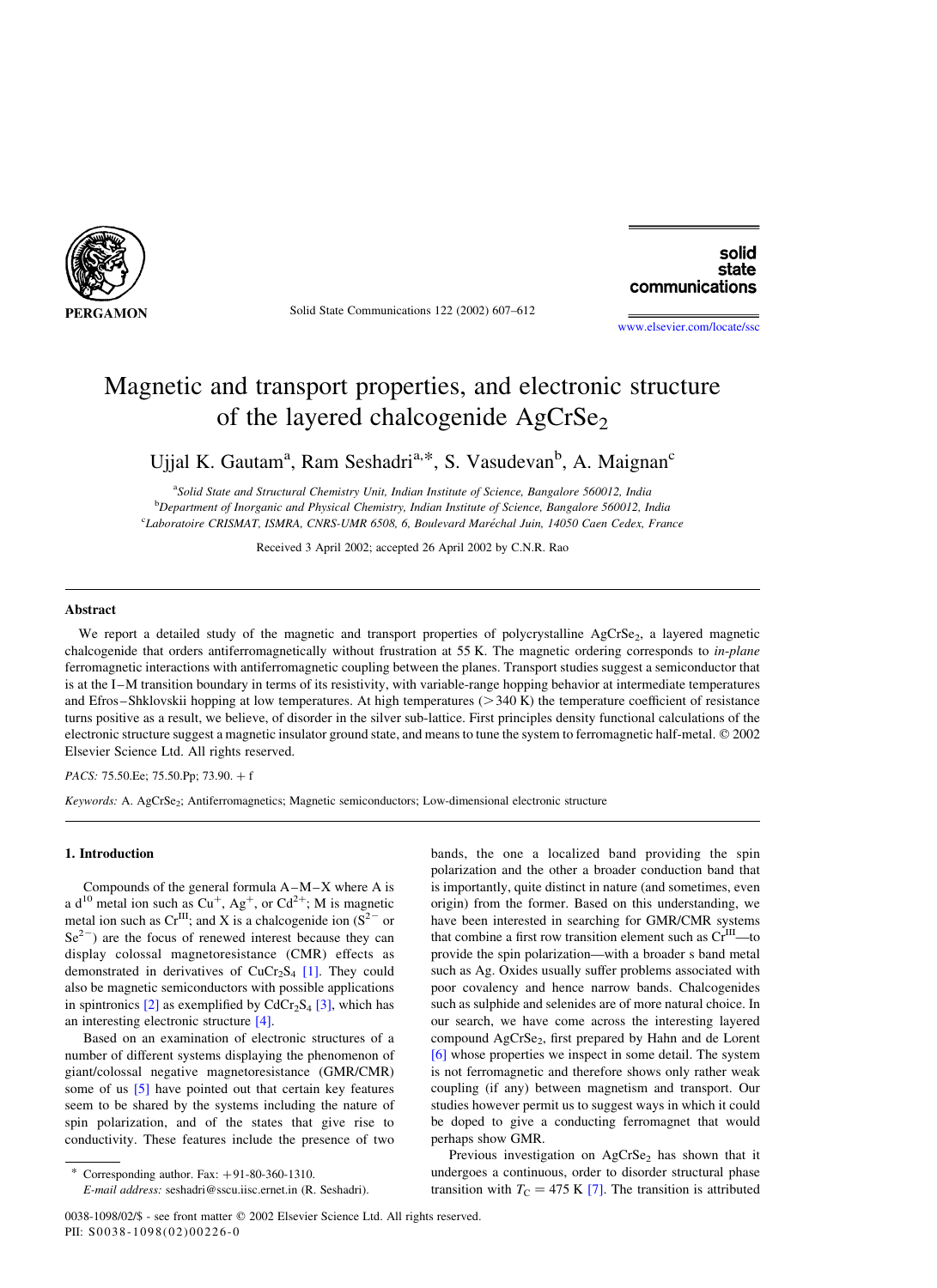# Magnetic and transport properties, and electronic structure of the layered chalcogenide $AgCrSe_2$

Ujjal K. Gautam[a], Ram Seshadri[a,*], S. Vasudevan[b], A. Maignan[c]

[a]*Solid State and Structural Chemistry Unit, Indian Institute of Science, Bangalore 560012, India*
[b]*Department of Inorganic and Physical Chemistry, Indian Institute of Science, Bangalore 560012, India*
[c]*Laboratoire CRISMAT, ISMRA, CNRS-UMR 6508, 6, Boulevard Maréchal Juin, 14050 Caen Cedex, France*

Received 3 April 2002; accepted 26 April 2002 by C.N.R. Rao

## Abstract

We report a detailed study of the magnetic and transport properties of polycrystalline $AgCrSe_2$, a layered magnetic chalcogenide that orders antiferromagnetically without frustration at 55 K. The magnetic ordering corresponds to *in-plane* ferromagnetic interactions with antiferromagnetic coupling between the planes. Transport studies suggest a semiconductor that is at the I–M transition boundary in terms of its resistivity, with variable-range hopping behavior at intermediate temperatures and Efros–Shklovskii hopping at low temperatures. At high temperatures (>340 K) the temperature coefficient of resistance turns positive as a result, we believe, of disorder in the silver sub-lattice. First principles density functional calculations of the electronic structure suggest a magnetic insulator ground state, and means to tune the system to ferromagnetic half-metal. © 2002 Elsevier Science Ltd. All rights reserved.

*PACS:* 75.50.Ee; 75.50.Pp; 73.90. + f

*Keywords:* A. $AgCrSe_2$; Antiferromagnetics; Magnetic semiconductors; Low-dimensional electronic structure

## 1. Introduction

Compounds of the general formula A–M–X where A is a $d^{10}$ metal ion such as $Cu^+$, $Ag^+$, or $Cd^{2+}$; M is magnetic metal ion such as $Cr^{III}$; and X is a chalcogenide ion ($S^{2-}$ or $Se^{2-}$) are the focus of renewed interest because they can display colossal magnetoresistance (CMR) effects as demonstrated in derivatives of $CuCr_2S_4$ [1]. They could also be magnetic semiconductors with possible applications in spintronics [2] as exemplified by $CdCr_2S_4$ [3], which has an interesting electronic structure [4].

Based on an examination of electronic structures of a number of different systems displaying the phenomenon of giant/colossal negative magnetoresistance (GMR/CMR) some of us [5] have pointed out that certain key features seem to be shared by the systems including the nature of spin polarization, and of the states that give rise to conductivity. These features include the presence of two bands, the one a localized band providing the spin polarization and the other a broader conduction band that is importantly, quite distinct in nature (and sometimes, even origin) from the former. Based on this understanding, we have been interested in searching for GMR/CMR systems that combine a first row transition element such as $Cr^{III}$—to provide the spin polarization—with a broader s band metal such as Ag. Oxides usually suffer problems associated with poor covalency and hence narrow bands. Chalcogenides such as sulphide and selenides are of more natural choice. In our search, we have come across the interesting layered compound $AgCrSe_2$, first prepared by Hahn and de Lorent [6] whose properties we inspect in some detail. The system is not ferromagnetic and therefore shows only rather weak coupling (if any) between magnetism and transport. Our studies however permit us to suggest ways in which it could be doped to give a conducting ferromagnet that would perhaps show GMR.

Previous investigation on $AgCrSe_2$ has shown that it undergoes a continuous, order to disorder structural phase transition with $T_C = 475$ K [7]. The transition is attributed

\* Corresponding author. Fax: +91-80-360-1310.
*E-mail address:* seshadri@sscu.iisc.ernet.in (R. Seshadri).

0038-1098/02/$ - see front matter © 2002 Elsevier Science Ltd. All rights reserved.
PII: S0038-1098(02)00226-0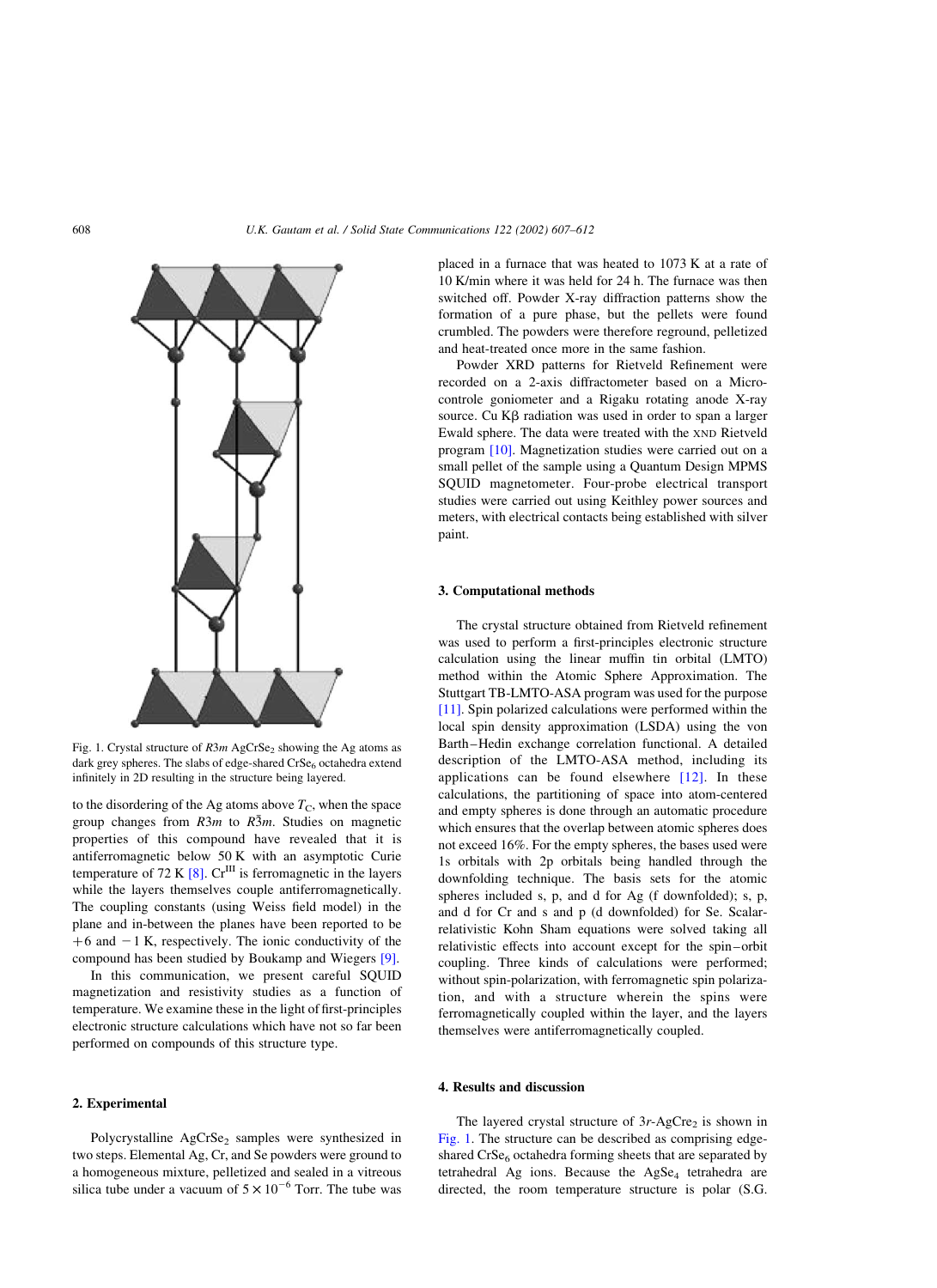Fig. 1. Crystal structure of $R3m$ $AgCrSe_2$ showing the Ag atoms as dark grey spheres. The slabs of edge-shared $CrSe_6$ octahedra extend infinitely in 2D resulting in the structure being layered.

to the disordering of the Ag atoms above $T_C$, when the space group changes from $R3m$ to $R\bar{3}m$. Studies on magnetic properties of this compound have revealed that it is antiferromagnetic below 50 K with an asymptotic Curie temperature of 72 K [8]. $Cr^{III}$ is ferromagnetic in the layers while the layers themselves couple antiferromagnetically. The coupling constants (using Weiss field model) in the plane and in-between the planes have been reported to be +6 and −1 K, respectively. The ionic conductivity of the compound has been studied by Boukamp and Wiegers [9].

In this communication, we present careful SQUID magnetization and resistivity studies as a function of temperature. We examine these in the light of first-principles electronic structure calculations which have not so far been performed on compounds of this structure type.

## 2. Experimental

Polycrystalline $AgCrSe_2$ samples were synthesized in two steps. Elemental Ag, Cr, and Se powders were ground to a homogeneous mixture, pelletized and sealed in a vitreous silica tube under a vacuum of $5 \times 10^{-6}$ Torr. The tube was placed in a furnace that was heated to 1073 K at a rate of 10 K/min where it was held for 24 h. The furnace was then switched off. Powder X-ray diffraction patterns show the formation of a pure phase, but the pellets were found crumbled. The powders were therefore reground, pelletized and heat-treated once more in the same fashion.

Powder XRD patterns for Rietveld Refinement were recorded on a 2-axis diffractometer based on a Micro-controle goniometer and a Rigaku rotating anode X-ray source. Cu Kβ radiation was used in order to span a larger Ewald sphere. The data were treated with the XND Rietveld program [10]. Magnetization studies were carried out on a small pellet of the sample using a Quantum Design MPMS SQUID magnetometer. Four-probe electrical transport studies were carried out using Keithley power sources and meters, with electrical contacts being established with silver paint.

## 3. Computational methods

The crystal structure obtained from Rietveld refinement was used to perform a first-principles electronic structure calculation using the linear muffin tin orbital (LMTO) method within the Atomic Sphere Approximation. The Stuttgart TB-LMTO-ASA program was used for the purpose [11]. Spin polarized calculations were performed within the local spin density approximation (LSDA) using the von Barth–Hedin exchange correlation functional. A detailed description of the LMTO-ASA method, including its applications can be found elsewhere [12]. In these calculations, the partitioning of space into atom-centered and empty spheres is done through an automatic procedure which ensures that the overlap between atomic spheres does not exceed 16%. For the empty spheres, the bases used were 1s orbitals with 2p orbitals being handled through the downfolding technique. The basis sets for the atomic spheres included s, p, and d for Ag (f downfolded); s, p, and d for Cr and s and p (d downfolded) for Se. Scalar-relativistic Kohn Sham equations were solved taking all relativistic effects into account except for the spin–orbit coupling. Three kinds of calculations were performed; without spin-polarization, with ferromagnetic spin polarization, and with a structure wherein the spins were ferromagnetically coupled within the layer, and the layers themselves were antiferromagnetically coupled.

## 4. Results and discussion

The layered crystal structure of 3r-$AgCre_2$ is shown in Fig. 1. The structure can be described as comprising edge-shared $CrSe_6$ octahedra forming sheets that are separated by tetrahedral Ag ions. Because the $AgSe_4$ tetrahedra are directed, the room temperature structure is polar (S.G.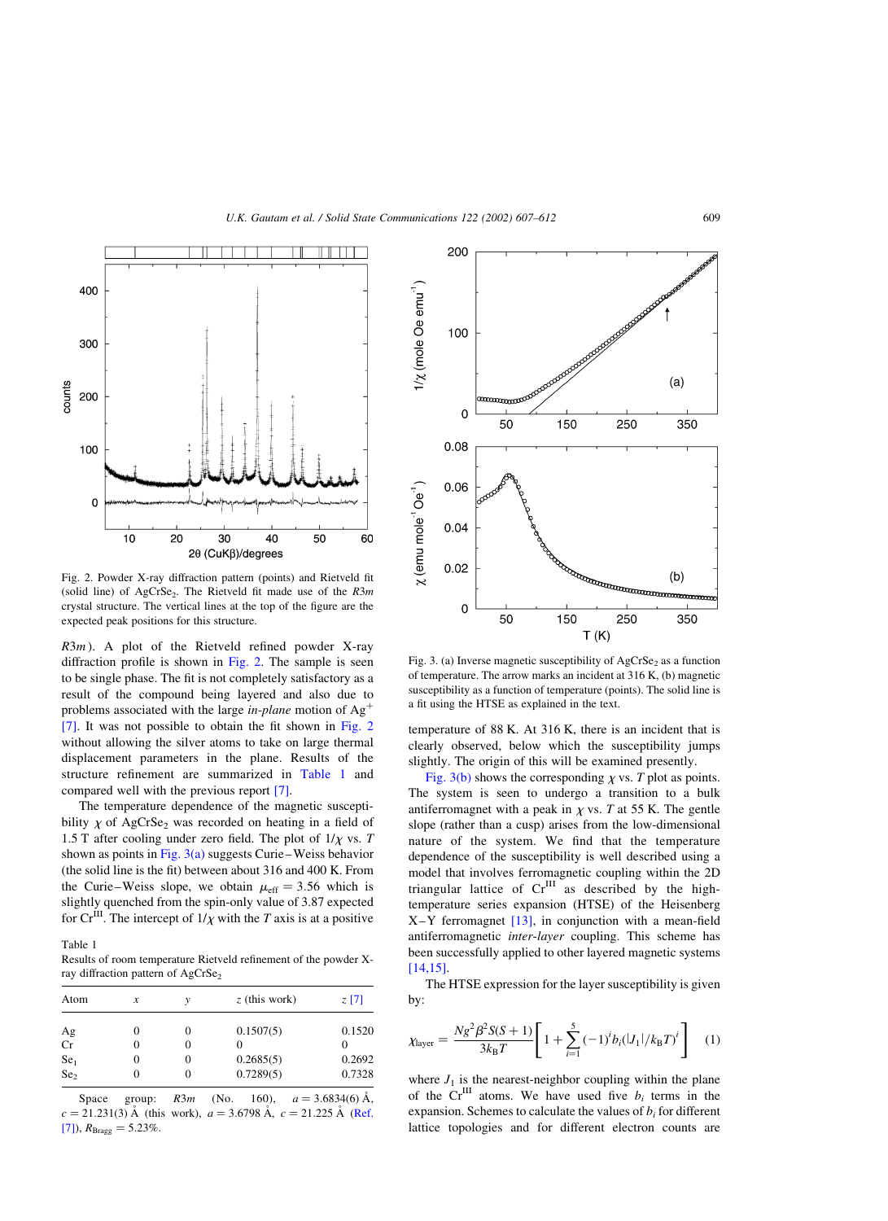Fig. 2. Powder X-ray diffraction pattern (points) and Rietveld fit (solid line) of $AgCrSe_2$. The Rietveld fit made use of the $R3m$ crystal structure. The vertical lines at the top of the figure are the expected peak positions for this structure.

$R3m$). A plot of the Rietveld refined powder X-ray diffraction profile is shown in Fig. 2. The sample is seen to be single phase. The fit is not completely satisfactory as a result of the compound being layered and also due to problems associated with the large *in-plane* motion of $Ag^+$ [7]. It was not possible to obtain the fit shown in Fig. 2 without allowing the silver atoms to take on large thermal displacement parameters in the plane. Results of the structure refinement are summarized in Table 1 and compared well with the previous report [7].

The temperature dependence of the magnetic susceptibility $\chi$ of $AgCrSe_2$ was recorded on heating in a field of 1.5 T after cooling under zero field. The plot of $1/\chi$ vs. $T$ shown as points in Fig. 3(a) suggests Curie–Weiss behavior (the solid line is the fit) between about 316 and 400 K. From the Curie–Weiss slope, we obtain $\mu_{\text{eff}} = 3.56$ which is slightly quenched from the spin-only value of 3.87 expected for $Cr^{III}$. The intercept of $1/\chi$ with the $T$ axis is at a positive temperature of 88 K. At 316 K, there is an incident that is clearly observed, below which the susceptibility jumps slightly. The origin of this will be examined presently.

Table 1
Results of room temperature Rietveld refinement of the powder X-ray diffraction pattern of $AgCrSe_2$

| Atom | $x$ | $y$ | $z$ (this work) | $z$ [7] |
|---|---|---|---|---|
| Ag | 0 | 0 | 0.1507(5) | 0.1520 |
| Cr | 0 | 0 | 0 | 0 |
| $Se_1$ | 0 | 0 | 0.2685(5) | 0.2692 |
| $Se_2$ | 0 | 0 | 0.7289(5) | 0.7328 |

Space group: $R3m$ (No. 160), $a = 3.6834(6)$ Å, $c = 21.231(3)$ Å (this work), $a = 3.6798$ Å, $c = 21.225$ Å (Ref. [7]), $R_{\text{Bragg}} = 5.23\%$.

Fig. 3. (a) Inverse magnetic susceptibility of $AgCrSe_2$ as a function of temperature. The arrow marks an incident at 316 K, (b) magnetic susceptibility as a function of temperature (points). The solid line is a fit using the HTSE as explained in the text.

Fig. 3(b) shows the corresponding $\chi$ vs. $T$ plot as points. The system is seen to undergo a transition to a bulk antiferromagnet with a peak in $\chi$ vs. $T$ at 55 K. The gentle slope (rather than a cusp) arises from the low-dimensional nature of the system. We find that the temperature dependence of the susceptibility is well described using a model that involves ferromagnetic coupling within the 2D triangular lattice of $Cr^{III}$ as described by the high-temperature series expansion (HTSE) of the Heisenberg X–Y ferromagnet [13], in conjunction with a mean-field antiferromagnetic *inter-layer* coupling. This scheme has been successfully applied to other layered magnetic systems [14,15].

The HTSE expression for the layer susceptibility is given by:

$$\chi_{\text{layer}} = \frac{Ng^2\beta^2 S(S+1)}{3k_B T}\left[1 + \sum_{i=1}^{5}(-1)^i b_i(|J_1|/k_B T)^i\right] \quad (1)$$

where $J_1$ is the nearest-neighbor coupling within the plane of the $Cr^{III}$ atoms. We have used five $b_i$ terms in the expansion. Schemes to calculate the values of $b_i$ for different lattice topologies and for different electron counts are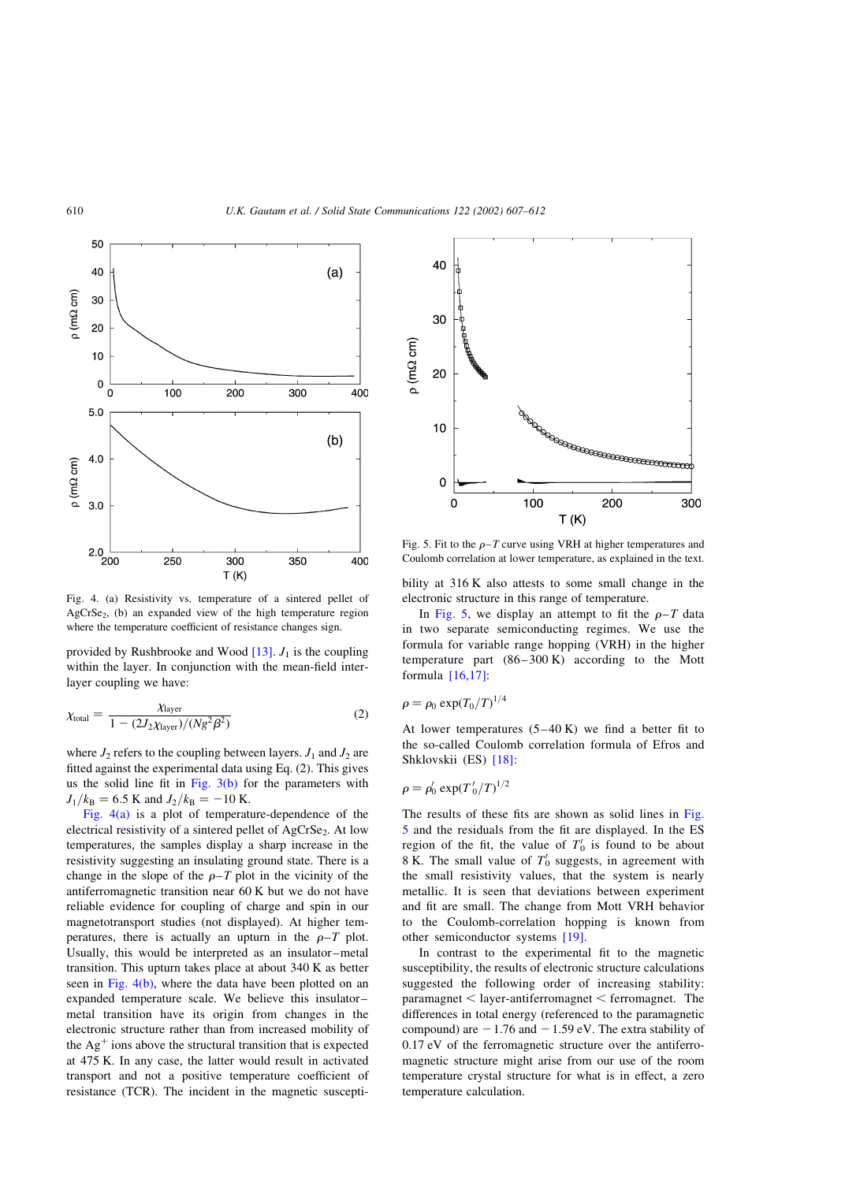Fig. 4. (a) Resistivity vs. temperature of a sintered pellet of $AgCrSe_2$, (b) an expanded view of the high temperature region where the temperature coefficient of resistance changes sign.

provided by Rushbrooke and Wood [13]. $J_1$ is the coupling within the layer. In conjunction with the mean-field inter-layer coupling we have:

$$\chi_{\text{total}} = \frac{\chi_{\text{layer}}}{1 - (2J_2\chi_{\text{layer}})/(Ng^2\beta^2)} \tag{2}$$

where $J_2$ refers to the coupling between layers. $J_1$ and $J_2$ are fitted against the experimental data using Eq. (2). This gives us the solid line fit in Fig. 3(b) for the parameters with $J_1/k_B = 6.5$ K and $J_2/k_B = -10$ K.

Fig. 4(a) is a plot of temperature-dependence of the electrical resistivity of a sintered pellet of $AgCrSe_2$. At low temperatures, the samples display a sharp increase in the resistivity suggesting an insulating ground state. There is a change in the slope of the $\rho$–$T$ plot in the vicinity of the antiferromagnetic transition near 60 K but we do not have reliable evidence for coupling of charge and spin in our magnetotransport studies (not displayed). At higher temperatures, there is actually an upturn in the $\rho$–$T$ plot. Usually, this would be interpreted as an insulator–metal transition. This upturn takes place at about 340 K as better seen in Fig. 4(b), where the data have been plotted on an expanded temperature scale. We believe this insulator–metal transition have its origin from changes in the electronic structure rather than from increased mobility of the $Ag^+$ ions above the structural transition that is expected at 475 K. In any case, the latter would result in activated transport and not a positive temperature coefficient of resistance (TCR). The incident in the magnetic susceptibility at 316 K also attests to some small change in the electronic structure in this range of temperature.

Fig. 5. Fit to the $\rho$–$T$ curve using VRH at higher temperatures and Coulomb correlation at lower temperature, as explained in the text.

In Fig. 5, we display an attempt to fit the $\rho$–$T$ data in two separate semiconducting regimes. We use the formula for variable range hopping (VRH) in the higher temperature part (86–300 K) according to the Mott formula [16,17]:

$$\rho = \rho_0 \exp(T_0/T)^{1/4}$$

At lower temperatures (5–40 K) we find a better fit to the so-called Coulomb correlation formula of Efros and Shklovskii (ES) [18]:

$$\rho = \rho_0' \exp(T_0'/T)^{1/2}$$

The results of these fits are shown as solid lines in Fig. 5 and the residuals from the fit are displayed. In the ES region of the fit, the value of $T_0'$ is found to be about 8 K. The small value of $T_0'$ suggests, in agreement with the small resistivity values, that the system is nearly metallic. It is seen that deviations between experiment and fit are small. The change from Mott VRH behavior to the Coulomb-correlation hopping is known from other semiconductor systems [19].

In contrast to the experimental fit to the magnetic susceptibility, the results of electronic structure calculations suggested the following order of increasing stability: paramagnet < layer-antiferromagnet < ferromagnet. The differences in total energy (referenced to the paramagnetic compound) are $-1.76$ and $-1.59$ eV. The extra stability of 0.17 eV of the ferromagnetic structure over the antiferromagnetic structure might arise from our use of the room temperature crystal structure for what is in effect, a zero temperature calculation.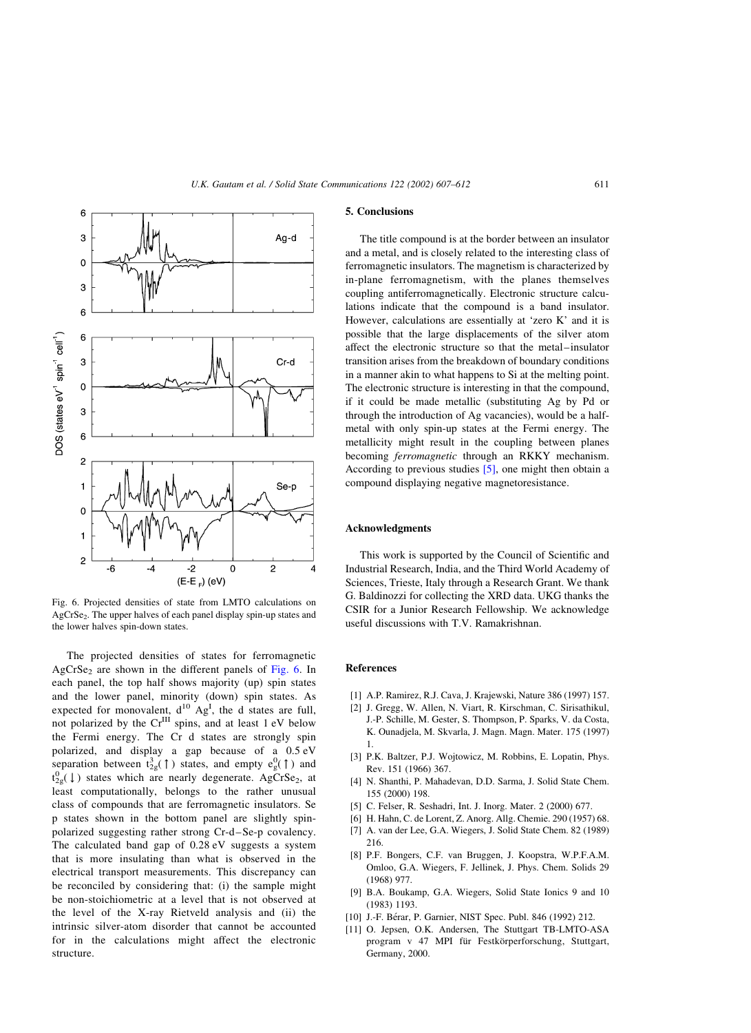Fig. 6. Projected densities of state from LMTO calculations on $AgCrSe_2$. The upper halves of each panel display spin-up states and the lower halves spin-down states.

The projected densities of states for ferromagnetic $AgCrSe_2$ are shown in the different panels of Fig. 6. In each panel, the top half shows majority (up) spin states and the lower panel, minority (down) spin states. As expected for monovalent, $d^{10}$ $Ag^{I}$, the d states are full, not polarized by the $Cr^{III}$ spins, and at least 1 eV below the Fermi energy. The Cr d states are strongly spin polarized, and display a gap because of a 0.5 eV separation between $t_{2g}^3(\uparrow)$ states, and empty $e_g^0(\uparrow)$ and $t_{2g}^0(\downarrow)$ states which are nearly degenerate. $AgCrSe_2$, at least computationally, belongs to the rather unusual class of compounds that are ferromagnetic insulators. Se p states shown in the bottom panel are slightly spin-polarized suggesting rather strong Cr–d–Se-p covalency. The calculated band gap of 0.28 eV suggests a system that is more insulating than what is observed in the electrical transport measurements. This discrepancy can be reconciled by considering that: (i) the sample might be non-stoichiometric at a level that is not observed at the level of the X-ray Rietveld analysis and (ii) the intrinsic silver-atom disorder that cannot be accounted for in the calculations might affect the electronic structure.

## 5. Conclusions

The title compound is at the border between an insulator and a metal, and is closely related to the interesting class of ferromagnetic insulators. The magnetism is characterized by in-plane ferromagnetism, with the planes themselves coupling antiferromagnetically. Electronic structure calculations indicate that the compound is a band insulator. However, calculations are essentially at 'zero K' and it is possible that the large displacements of the silver atom affect the electronic structure so that the metal–insulator transition arises from the breakdown of boundary conditions in a manner akin to what happens to Si at the melting point. The electronic structure is interesting in that the compound, if it could be made metallic (substituting Ag by Pd or through the introduction of Ag vacancies), would be a half-metal with only spin-up states at the Fermi energy. The metallicity might result in the coupling between planes becoming *ferromagnetic* through an RKKY mechanism. According to previous studies [5], one might then obtain a compound displaying negative magnetoresistance.

## Acknowledgments

This work is supported by the Council of Scientific and Industrial Research, India, and the Third World Academy of Sciences, Trieste, Italy through a Research Grant. We thank G. Baldinozzi for collecting the XRD data. UKG thanks the CSIR for a Junior Research Fellowship. We acknowledge useful discussions with T.V. Ramakrishnan.

## References

[1] A.P. Ramirez, R.J. Cava, J. Krajewski, Nature 386 (1997) 157.

[2] J. Gregg, W. Allen, N. Viart, R. Kirschman, C. Sirisathikul, J.-P. Schille, M. Gester, S. Thompson, P. Sparks, V. da Costa, K. Ounadjela, M. Skvarla, J. Magn. Magn. Mater. 175 (1997) 1.

[3] P.K. Baltzer, P.J. Wojtowicz, M. Robbins, E. Lopatin, Phys. Rev. 151 (1966) 367.

[4] N. Shanthi, P. Mahadevan, D.D. Sarma, J. Solid State Chem. 155 (2000) 198.

[5] C. Felser, R. Seshadri, Int. J. Inorg. Mater. 2 (2000) 677.

[6] H. Hahn, C. de Lorent, Z. Anorg. Allg. Chemie. 290 (1957) 68.

[7] A. van der Lee, G.A. Wiegers, J. Solid State Chem. 82 (1989) 216.

[8] P.F. Bongers, C.F. van Bruggen, J. Koopstra, W.P.F.A.M. Omloo, G.A. Wiegers, F. Jellinek, J. Phys. Chem. Solids 29 (1968) 977.

[9] B.A. Boukamp, G.A. Wiegers, Solid State Ionics 9 and 10 (1983) 1193.

[10] J.-F. Bérar, P. Garnier, NIST Spec. Publ. 846 (1992) 212.

[11] O. Jepsen, O.K. Andersen, The Stuttgart TB-LMTO-ASA program v 47 MPI für Festkörperforschung, Stuttgart, Germany, 2000.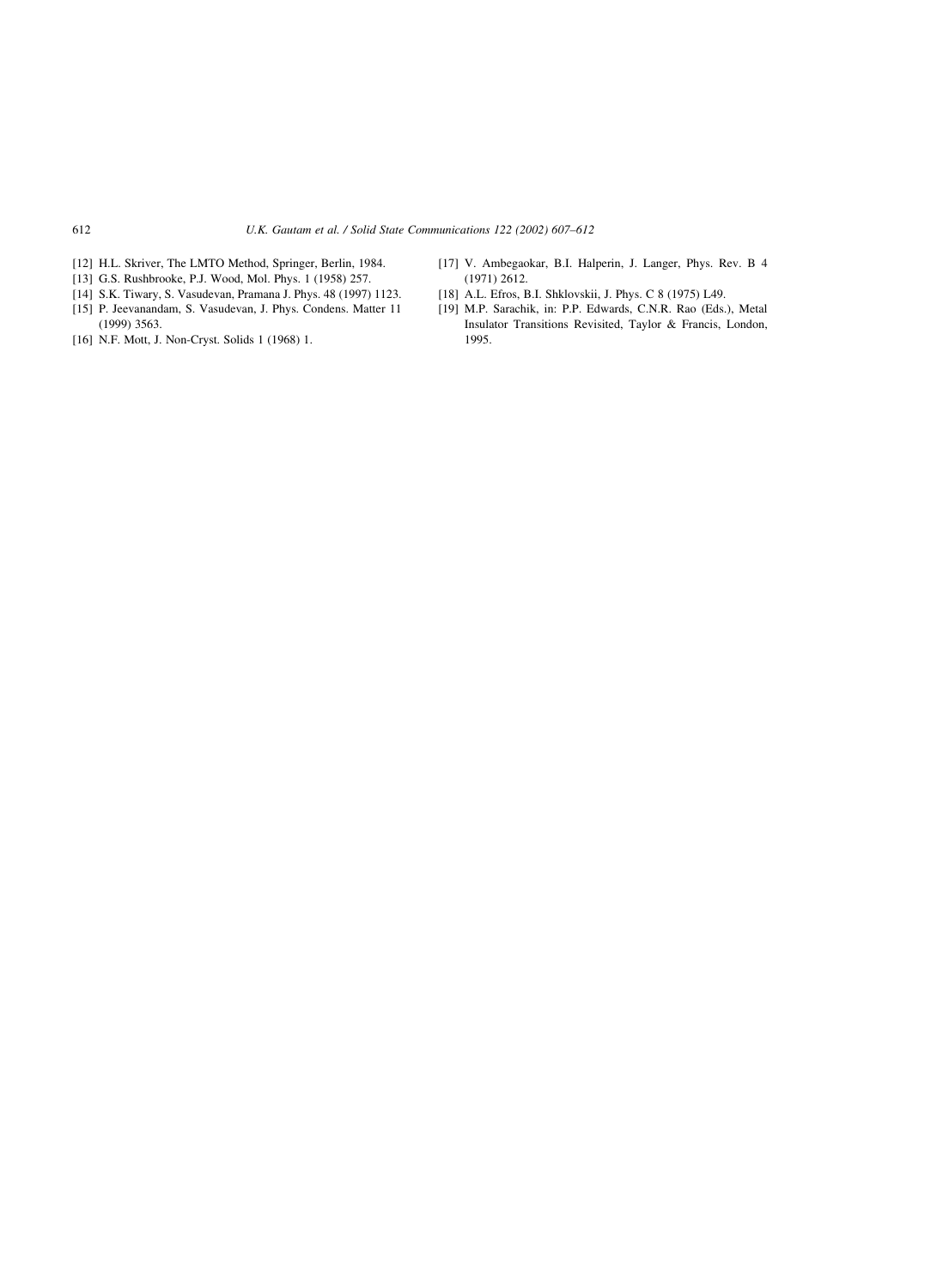[12] H.L. Skriver, The LMTO Method, Springer, Berlin, 1984.

[13] G.S. Rushbrooke, P.J. Wood, Mol. Phys. 1 (1958) 257.

[14] S.K. Tiwary, S. Vasudevan, Pramana J. Phys. 48 (1997) 1123.

[15] P. Jeevanandam, S. Vasudevan, J. Phys. Condens. Matter 11 (1999) 3563.

[16] N.F. Mott, J. Non-Cryst. Solids 1 (1968) 1.

[17] V. Ambegaokar, B.I. Halperin, J. Langer, Phys. Rev. B 4 (1971) 2612.

[18] A.L. Efros, B.I. Shklovskii, J. Phys. C 8 (1975) L49.

[19] M.P. Sarachik, in: P.P. Edwards, C.N.R. Rao (Eds.), Metal Insulator Transitions Revisited, Taylor & Francis, London, 1995.